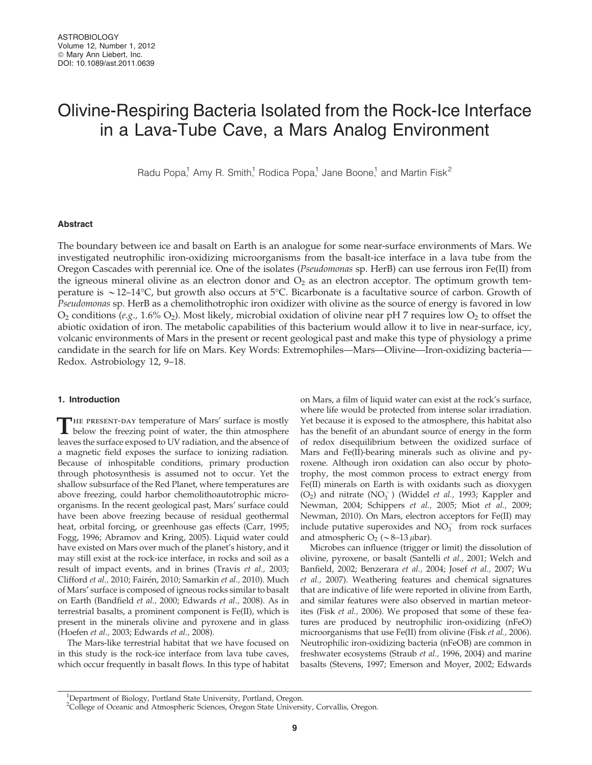# Olivine-Respiring Bacteria Isolated from the Rock-Ice Interface in a Lava-Tube Cave, a Mars Analog Environment

Radu Popa,[1] Amy R. Smith,[1] Rodica Popa,[1] Jane Boone,[1] and Martin Fisk[2]

### Abstract

The boundary between ice and basalt on Earth is an analogue for some near-surface environments of Mars. We investigated neutrophilic iron-oxidizing microorganisms from the basalt-ice interface in a lava tube from the Oregon Cascades with perennial ice. One of the isolates (*Pseudomonas* sp. HerB) can use ferrous iron Fe(II) from the igneous mineral olivine as an electron donor and $O_2$ as an electron acceptor. The optimum growth temperature is ~12–14°C, but growth also occurs at 5°C. Bicarbonate is a facultative source of carbon. Growth of *Pseudomonas* sp. HerB as a chemolithotrophic iron oxidizer with olivine as the source of energy is favored in low $O_2$ conditions (*e.g.*, 1.6% $O_2$). Most likely, microbial oxidation of olivine near pH 7 requires low $O_2$ to offset the abiotic oxidation of iron. The metabolic capabilities of this bacterium would allow it to live in near-surface, icy, volcanic environments of Mars in the present or recent geological past and make this type of physiology a prime candidate in the search for life on Mars. Key Words: Extremophiles—Mars—Olivine—Iron-oxidizing bacteria—Redox. Astrobiology 12, 9–18.

### 1. Introduction

The present-day temperature of Mars' surface is mostly below the freezing point of water, the thin atmosphere leaves the surface exposed to UV radiation, and the absence of a magnetic field exposes the surface to ionizing radiation. Because of inhospitable conditions, primary production through photosynthesis is assumed not to occur. Yet the shallow subsurface of the Red Planet, where temperatures are above freezing, could harbor chemolithoautotrophic microorganisms. In the recent geological past, Mars' surface could have been above freezing because of residual geothermal heat, orbital forcing, or greenhouse gas effects (Carr, 1995; Fogg, 1996; Abramov and Kring, 2005). Liquid water could have existed on Mars over much of the planet's history, and it may still exist at the rock-ice interface, in rocks and soil as a result of impact events, and in brines (Travis *et al.*, 2003; Clifford *et al.*, 2010; Fairén, 2010; Samarkin *et al.*, 2010). Much of Mars' surface is composed of igneous rocks similar to basalt on Earth (Bandfield *et al.*, 2000; Edwards *et al.*, 2008). As in terrestrial basalts, a prominent component is Fe(II), which is present in the minerals olivine and pyroxene and in glass (Hoefen *et al.*, 2003; Edwards *et al.*, 2008).

The Mars-like terrestrial habitat that we have focused on in this study is the rock-ice interface from lava tube caves, which occur frequently in basalt flows. In this type of habitat on Mars, a film of liquid water can exist at the rock's surface, where life would be protected from intense solar irradiation. Yet because it is exposed to the atmosphere, this habitat also has the benefit of an abundant source of energy in the form of redox disequilibrium between the oxidized surface of Mars and Fe(II)-bearing minerals such as olivine and pyroxene. Although iron oxidation can also occur by phototrophy, the most common process to extract energy from Fe(II) minerals on Earth is with oxidants such as dioxygen ($O_2$) and nitrate ($NO_3^-$) (Widdel *et al.*, 1993; Kappler and Newman, 2004; Schippers *et al.*, 2005; Miot *et al.*, 2009; Newman, 2010). On Mars, electron acceptors for Fe(II) may include putative superoxides and $NO_3^-$ from rock surfaces and atmospheric $O_2$ (~8–13 $\mu$bar).

Microbes can influence (trigger or limit) the dissolution of olivine, pyroxene, or basalt (Santelli *et al.*, 2001; Welch and Banfield, 2002; Benzerara *et al.*, 2004; Josef *et al.*, 2007; Wu *et al.*, 2007). Weathering features and chemical signatures that are indicative of life were reported in olivine from Earth, and similar features were also observed in martian meteorites (Fisk *et al.*, 2006). We proposed that some of these features are produced by neutrophilic iron-oxidizing (nFeO) microorganisms that use Fe(II) from olivine (Fisk *et al.*, 2006). Neutrophilic iron-oxidizing bacteria (nFeOB) are common in freshwater ecosystems (Straub *et al.*, 1996, 2004) and marine basalts (Stevens, 1997; Emerson and Moyer, 2002; Edwards

[1]Department of Biology, Portland State University, Portland, Oregon.
[2]College of Oceanic and Atmospheric Sciences, Oregon State University, Corvallis, Oregon.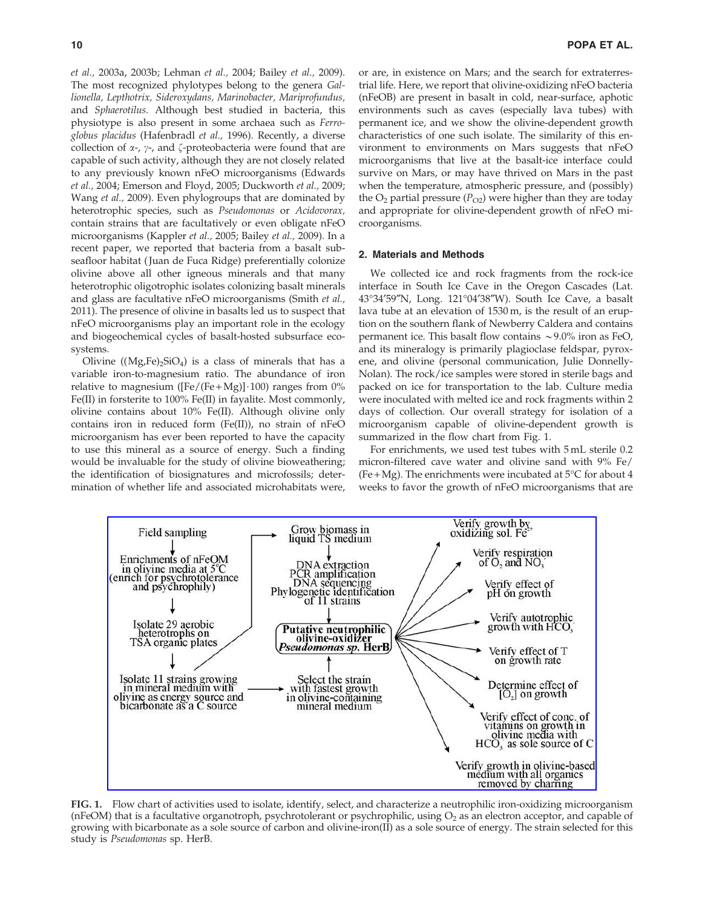*et al.,* 2003a, 2003b; Lehman *et al.,* 2004; Bailey *et al.,* 2009). The most recognized phylotypes belong to the genera *Gallionella, Lepthotrix, Sideroxydans, Marinobacter, Mariprofundus,* and *Sphaerotilus.* Although best studied in bacteria, this physiotype is also present in some archaea such as *Ferroglobus placidus* (Hafenbradl *et al.,* 1996). Recently, a diverse collection of α-, γ-, and ζ-proteobacteria were found that are capable of such activity, although they are not closely related to any previously known nFeO microorganisms (Edwards *et al.,* 2004; Emerson and Floyd, 2005; Duckworth *et al.,* 2009; Wang *et al.,* 2009). Even phylogroups that are dominated by heterotrophic species, such as *Pseudomonas* or *Acidovorax,* contain strains that are facultatively or even obligate nFeO microorganisms (Kappler *et al.,* 2005; Bailey *et al.,* 2009). In a recent paper, we reported that bacteria from a basalt subseafloor habitat (Juan de Fuca Ridge) preferentially colonize olivine above all other igneous minerals and that many heterotrophic oligotrophic isolates colonizing basalt minerals and glass are facultative nFeO microorganisms (Smith *et al.,* 2011). The presence of olivine in basalts led us to suspect that nFeO microorganisms play an important role in the ecology and biogeochemical cycles of basalt-hosted subsurface ecosystems.

Olivine ($(Mg,Fe)_2SiO_4$) is a class of minerals that has a variable iron-to-magnesium ratio. The abundance of iron relative to magnesium ($[Fe/(Fe+Mg)]\cdot 100$) ranges from 0% Fe(II) in forsterite to 100% Fe(II) in fayalite. Most commonly, olivine contains about 10% Fe(II). Although olivine only contains iron in reduced form (Fe(II)), no strain of nFeO microorganism has ever been reported to have the capacity to use this mineral as a source of energy. Such a finding would be invaluable for the study of olivine bioweathering; the identification of biosignatures and microfossils; determination of whether life and associated microhabitats were, or are, in existence on Mars; and the search for extraterrestrial life. Here, we report that olivine-oxidizing nFeO bacteria (nFeOB) are present in basalt in cold, near-surface, aphotic environments such as caves (especially lava tubes) with permanent ice, and we show the olivine-dependent growth characteristics of one such isolate. The similarity of this environment to environments on Mars suggests that nFeO microorganisms that live at the basalt-ice interface could survive on Mars, or may have thrived on Mars in the past when the temperature, atmospheric pressure, and (possibly) the $O_2$ partial pressure ($P_{O2}$) were higher than they are today and appropriate for olivine-dependent growth of nFeO microorganisms.

## 2. Materials and Methods

We collected ice and rock fragments from the rock-ice interface in South Ice Cave in the Oregon Cascades (Lat. 43°34′59″N, Long. 121°04′38″W). South Ice Cave, a basalt lava tube at an elevation of 1530 m, is the result of an eruption on the southern flank of Newberry Caldera and contains permanent ice. This basalt flow contains ∼9.0% iron as FeO, and its mineralogy is primarily plagioclase feldspar, pyroxene, and olivine (personal communication, Julie Donnelly-Nolan). The rock/ice samples were stored in sterile bags and packed on ice for transportation to the lab. Culture media were inoculated with melted ice and rock fragments within 2 days of collection. Our overall strategy for isolation of a microorganism capable of olivine-dependent growth is summarized in the flow chart from Fig. 1.

For enrichments, we used test tubes with 5 mL sterile 0.2 micron-filtered cave water and olivine sand with 9% Fe/(Fe+Mg). The enrichments were incubated at 5°C for about 4 weeks to favor the growth of nFeO microorganisms that are

**FIG. 1.** Flow chart of activities used to isolate, identify, select, and characterize a neutrophilic iron-oxidizing microorganism (nFeOM) that is a facultative organotroph, psychrotolerant or psychrophilic, using $O_2$ as an electron acceptor, and capable of growing with bicarbonate as a sole source of carbon and olivine-iron(II) as a sole source of energy. The strain selected for this study is *Pseudomonas* sp. HerB.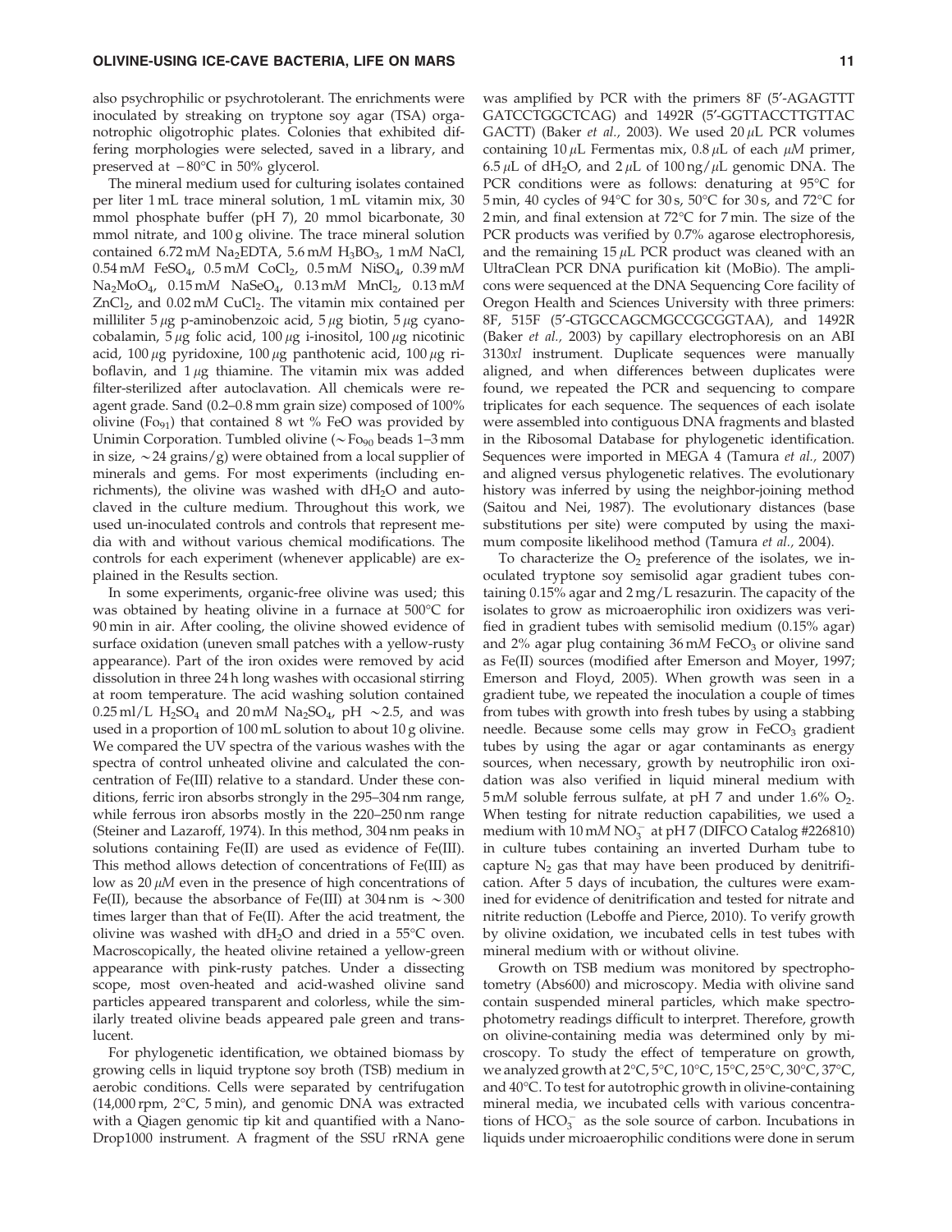also psychrophilic or psychrotolerant. The enrichments were inoculated by streaking on tryptone soy agar (TSA) organotrophic oligotrophic plates. Colonies that exhibited differing morphologies were selected, saved in a library, and preserved at −80°C in 50% glycerol.

The mineral medium used for culturing isolates contained per liter 1 mL trace mineral solution, 1 mL vitamin mix, 30 mmol phosphate buffer (pH 7), 20 mmol bicarbonate, 30 mmol nitrate, and 100 g olivine. The trace mineral solution contained 6.72 m*M* $Na_2EDTA$, 5.6 m*M* $H_3BO_3$, 1 m*M* NaCl, 0.54 m*M* $FeSO_4$, 0.5 m*M* $CoCl_2$, 0.5 m*M* $NiSO_4$, 0.39 m*M* $Na_2MoO_4$, 0.15 m*M* $NaSeO_4$, 0.13 m*M* $MnCl_2$, 0.13 m*M* $ZnCl_2$, and 0.02 m*M* $CuCl_2$. The vitamin mix contained per milliliter 5 μg p-aminobenzoic acid, 5 μg biotin, 5 μg cyanocobalamin, 5 μg folic acid, 100 μg i-inositol, 100 μg nicotinic acid, 100 μg pyridoxine, 100 μg panthotenic acid, 100 μg riboflavin, and 1 μg thiamine. The vitamin mix was added filter-sterilized after autoclavation. All chemicals were reagent grade. Sand (0.2–0.8 mm grain size) composed of 100% olivine ($Fo_{91}$) that contained 8 wt % FeO was provided by Unimin Corporation. Tumbled olivine (~$Fo_{90}$ beads 1–3 mm in size, ~24 grains/g) were obtained from a local supplier of minerals and gems. For most experiments (including enrichments), the olivine was washed with $dH_2O$ and autoclaved in the culture medium. Throughout this work, we used un-inoculated controls and controls that represent media with and without various chemical modifications. The controls for each experiment (whenever applicable) are explained in the Results section.

In some experiments, organic-free olivine was used; this was obtained by heating olivine in a furnace at 500°C for 90 min in air. After cooling, the olivine showed evidence of surface oxidation (uneven small patches with a yellow-rusty appearance). Part of the iron oxides were removed by acid dissolution in three 24 h long washes with occasional stirring at room temperature. The acid washing solution contained 0.25 ml/L $H_2SO_4$ and 20 m*M* $Na_2SO_4$, pH ~2.5, and was used in a proportion of 100 mL solution to about 10 g olivine. We compared the UV spectra of the various washes with the spectra of control unheated olivine and calculated the concentration of Fe(III) relative to a standard. Under these conditions, ferric iron absorbs strongly in the 295–304 nm range, while ferrous iron absorbs mostly in the 220–250 nm range (Steiner and Lazaroff, 1974). In this method, 304 nm peaks in solutions containing Fe(II) are used as evidence of Fe(III). This method allows detection of concentrations of Fe(III) as low as 20 μ*M* even in the presence of high concentrations of Fe(II), because the absorbance of Fe(III) at 304 nm is ~300 times larger than that of Fe(II). After the acid treatment, the olivine was washed with $dH_2O$ and dried in a 55°C oven. Macroscopically, the heated olivine retained a yellow-green appearance with pink-rusty patches. Under a dissecting scope, most oven-heated and acid-washed olivine sand particles appeared transparent and colorless, while the similarly treated olivine beads appeared pale green and translucent.

For phylogenetic identification, we obtained biomass by growing cells in liquid tryptone soy broth (TSB) medium in aerobic conditions. Cells were separated by centrifugation (14,000 rpm, 2°C, 5 min), and genomic DNA was extracted with a Qiagen genomic tip kit and quantified with a NanoDrop1000 instrument. A fragment of the SSU rRNA gene was amplified by PCR with the primers 8F (5′-AGAGTTTGATCCTGGCTCAG) and 1492R (5′-GGTTACCTTGTTACGACTT) (Baker *et al.,* 2003). We used 20 μL PCR volumes containing 10 μL Fermentas mix, 0.8 μL of each μ*M* primer, 6.5 μL of $dH_2O$, and 2 μL of 100 ng/μL genomic DNA. The PCR conditions were as follows: denaturing at 95°C for 5 min, 40 cycles of 94°C for 30 s, 50°C for 30 s, and 72°C for 2 min, and final extension at 72°C for 7 min. The size of the PCR products was verified by 0.7% agarose electrophoresis, and the remaining 15 μL PCR product was cleaned with an UltraClean PCR DNA purification kit (MoBio). The amplicons were sequenced at the DNA Sequencing Core facility of Oregon Health and Sciences University with three primers: 8F, 515F (5′-GTGCCAGCMGCCGCGGTAA), and 1492R (Baker *et al.,* 2003) by capillary electrophoresis on an ABI 3130*xl* instrument. Duplicate sequences were manually aligned, and when differences between duplicates were found, we repeated the PCR and sequencing to compare triplicates for each sequence. The sequences of each isolate were assembled into contiguous DNA fragments and blasted in the Ribosomal Database for phylogenetic identification. Sequences were imported in MEGA 4 (Tamura *et al.,* 2007) and aligned versus phylogenetic relatives. The evolutionary history was inferred by using the neighbor-joining method (Saitou and Nei, 1987). The evolutionary distances (base substitutions per site) were computed by using the maximum composite likelihood method (Tamura *et al.,* 2004).

To characterize the $O_2$ preference of the isolates, we inoculated tryptone soy semisolid agar gradient tubes containing 0.15% agar and 2 mg/L resazurin. The capacity of the isolates to grow as microaerophilic iron oxidizers was verified in gradient tubes with semisolid medium (0.15% agar) and 2% agar plug containing 36 m*M* $FeCO_3$ or olivine sand as Fe(II) sources (modified after Emerson and Moyer, 1997; Emerson and Floyd, 2005). When growth was seen in a gradient tube, we repeated the inoculation a couple of times from tubes with growth into fresh tubes by using a stabbing needle. Because some cells may grow in $FeCO_3$ gradient tubes by using the agar or agar contaminants as energy sources, when necessary, growth by neutrophilic iron oxidation was also verified in liquid mineral medium with 5 m*M* soluble ferrous sulfate, at pH 7 and under 1.6% $O_2$. When testing for nitrate reduction capabilities, we used a medium with 10 m*M* $NO_3^-$ at pH 7 (DIFCO Catalog #226810) in culture tubes containing an inverted Durham tube to capture $N_2$ gas that may have been produced by denitrification. After 5 days of incubation, the cultures were examined for evidence of denitrification and tested for nitrate and nitrite reduction (Leboffe and Pierce, 2010). To verify growth by olivine oxidation, we incubated cells in test tubes with mineral medium with or without olivine.

Growth on TSB medium was monitored by spectrophotometry (Abs600) and microscopy. Media with olivine sand contain suspended mineral particles, which make spectrophotometry readings difficult to interpret. Therefore, growth on olivine-containing media was determined only by microscopy. To study the effect of temperature on growth, we analyzed growth at 2°C, 5°C, 10°C, 15°C, 25°C, 30°C, 37°C, and 40°C. To test for autotrophic growth in olivine-containing mineral media, we incubated cells with various concentrations of $HCO_3^-$ as the sole source of carbon. Incubations in liquids under microaerophilic conditions were done in serum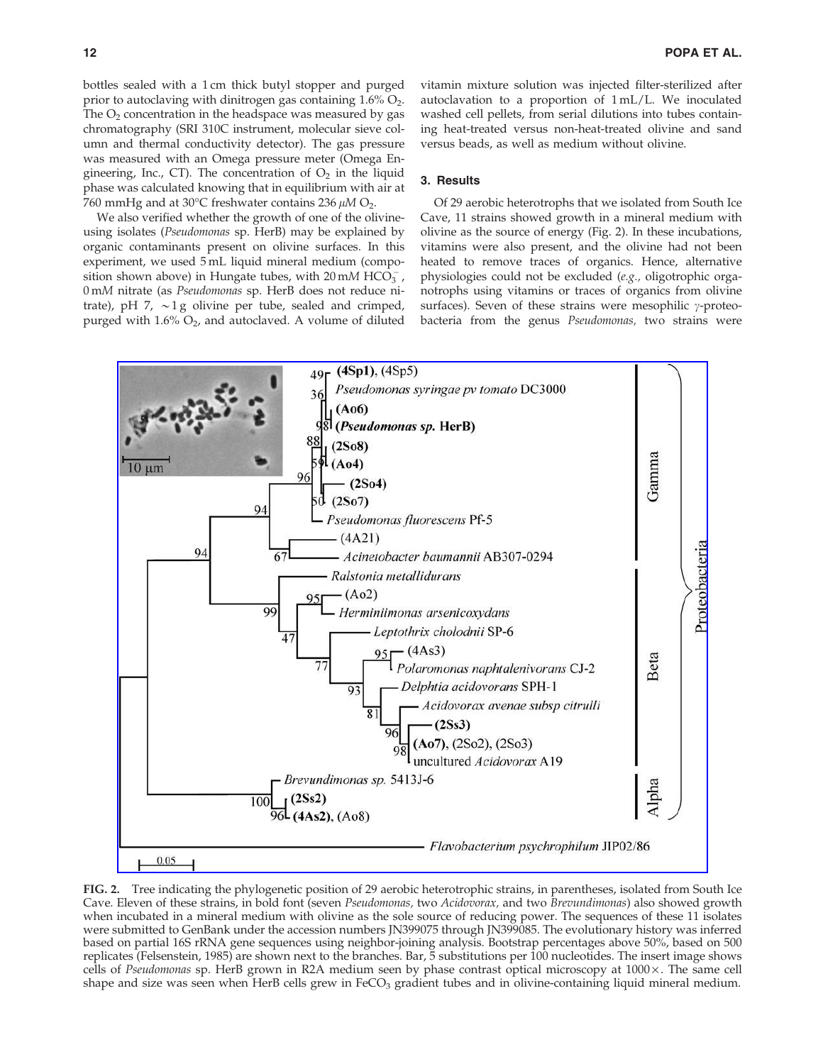bottles sealed with a 1 cm thick butyl stopper and purged prior to autoclaving with dinitrogen gas containing 1.6% $O_2$. The $O_2$ concentration in the headspace was measured by gas chromatography (SRI 310C instrument, molecular sieve column and thermal conductivity detector). The gas pressure was measured with an Omega pressure meter (Omega Engineering, Inc., CT). The concentration of $O_2$ in the liquid phase was calculated knowing that in equilibrium with air at 760 mmHg and at 30°C freshwater contains 236 $\mu M$ $O_2$.

We also verified whether the growth of one of the olivine-using isolates (*Pseudomonas* sp. HerB) may be explained by organic contaminants present on olivine surfaces. In this experiment, we used 5 mL liquid mineral medium (composition shown above) in Hungate tubes, with 20 m*M* $HCO_3^-$, 0 m*M* nitrate (as *Pseudomonas* sp. HerB does not reduce nitrate), pH 7, ~1 g olivine per tube, sealed and crimped, purged with 1.6% $O_2$, and autoclaved. A volume of diluted vitamin mixture solution was injected filter-sterilized after autoclavation to a proportion of 1 mL/L. We inoculated washed cell pellets, from serial dilutions into tubes containing heat-treated versus non-heat-treated olivine and sand versus beads, as well as medium without olivine.

## 3. Results

Of 29 aerobic heterotrophs that we isolated from South Ice Cave, 11 strains showed growth in a mineral medium with olivine as the source of energy (Fig. 2). In these incubations, vitamins were also present, and the olivine had not been heated to remove traces of organics. Hence, alternative physiologies could not be excluded (*e.g.,* oligotrophic organotrophs using vitamins or traces of organics from olivine surfaces). Seven of these strains were mesophilic $\gamma$-proteobacteria from the genus *Pseudomonas,* two strains were

**FIG. 2.** Tree indicating the phylogenetic position of 29 aerobic heterotrophic strains, in parentheses, isolated from South Ice Cave. Eleven of these strains, in bold font (seven *Pseudomonas,* two *Acidovorax,* and two *Brevundimonas*) also showed growth when incubated in a mineral medium with olivine as the sole source of reducing power. The sequences of these 11 isolates were submitted to GenBank under the accession numbers JN399075 through JN399085. The evolutionary history was inferred based on partial 16S rRNA gene sequences using neighbor-joining analysis. Bootstrap percentages above 50%, based on 500 replicates (Felsenstein, 1985) are shown next to the branches. Bar, 5 substitutions per 100 nucleotides. The insert image shows cells of *Pseudomonas* sp. HerB grown in R2A medium seen by phase contrast optical microscopy at 1000×. The same cell shape and size was seen when HerB cells grew in $FeCO_3$ gradient tubes and in olivine-containing liquid mineral medium.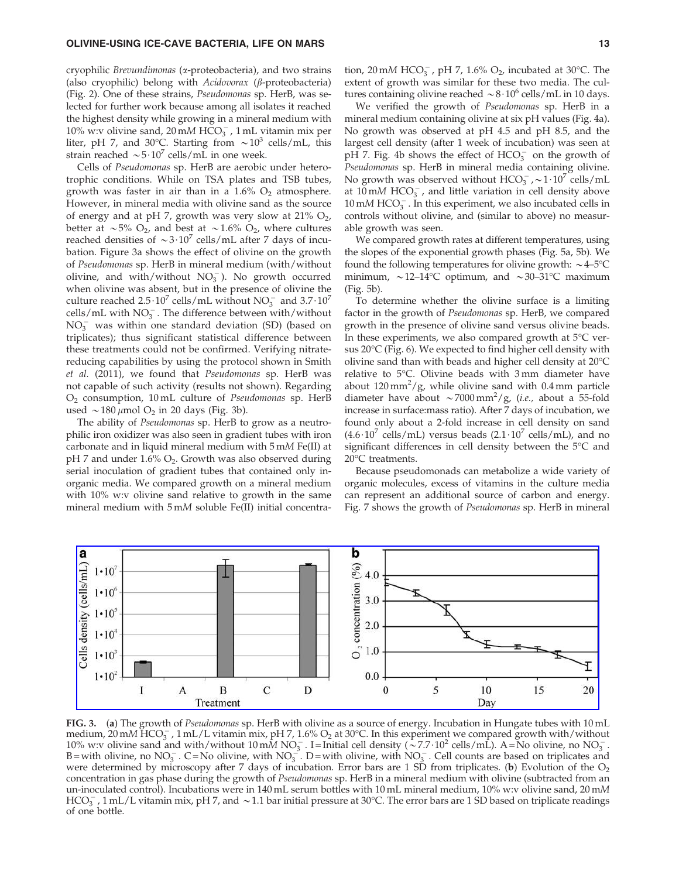cryophilic *Brevundimonas* (α-proteobacteria), and two strains (also cryophilic) belong with *Acidovorax* (β-proteobacteria) (Fig. 2). One of these strains, *Pseudomonas* sp. HerB, was selected for further work because among all isolates it reached the highest density while growing in a mineral medium with 10% w:v olivine sand, 20 m*M* $HCO_3^-$, 1 mL vitamin mix per liter, pH 7, and 30°C. Starting from $\sim 10^3$ cells/mL, this strain reached $\sim 5 \cdot 10^7$ cells/mL in one week.

Cells of *Pseudomonas* sp. HerB are aerobic under heterotrophic conditions. While on TSA plates and TSB tubes, growth was faster in air than in a 1.6% $O_2$ atmosphere. However, in mineral media with olivine sand as the source of energy and at pH 7, growth was very slow at 21% $O_2$, better at $\sim$5% $O_2$, and best at $\sim$1.6% $O_2$, where cultures reached densities of $\sim 3 \cdot 10^7$ cells/mL after 7 days of incubation. Figure 3a shows the effect of olivine on the growth of *Pseudomonas* sp. HerB in mineral medium (with/without olivine, and with/without $NO_3^-$). No growth occurred when olivine was absent, but in the presence of olivine the culture reached $2.5 \cdot 10^7$ cells/mL without $NO_3^-$ and $3.7 \cdot 10^7$ cells/mL with $NO_3^-$. The difference between with/without $NO_3^-$ was within one standard deviation (SD) (based on triplicates); thus significant statistical difference between these treatments could not be confirmed. Verifying nitrate-reducing capabilities by using the protocol shown in Smith *et al.* (2011), we found that *Pseudomonas* sp. HerB was not capable of such activity (results not shown). Regarding $O_2$ consumption, 10 mL culture of *Pseudomonas* sp. HerB used $\sim$180 μmol $O_2$ in 20 days (Fig. 3b).

The ability of *Pseudomonas* sp. HerB to grow as a neutrophilic iron oxidizer was also seen in gradient tubes with iron carbonate and in liquid mineral medium with 5 m*M* Fe(II) at pH 7 and under 1.6% $O_2$. Growth was also observed during serial inoculation of gradient tubes that contained only inorganic media. We compared growth on a mineral medium with 10% w:v olivine sand relative to growth in the same mineral medium with 5 m*M* soluble Fe(II) initial concentration, 20 m*M* $HCO_3^-$, pH 7, 1.6% $O_2$, incubated at 30°C. The extent of growth was similar for these two media. The cultures containing olivine reached $\sim 8 \cdot 10^6$ cells/mL in 10 days.

We verified the growth of *Pseudomonas* sp. HerB in a mineral medium containing olivine at six pH values (Fig. 4a). No growth was observed at pH 4.5 and pH 8.5, and the largest cell density (after 1 week of incubation) was seen at pH 7. Fig. 4b shows the effect of $HCO_3^-$ on the growth of *Pseudomonas* sp. HerB in mineral media containing olivine. No growth was observed without $HCO_3^-$, $\sim 1 \cdot 10^7$ cells/mL at 10 m*M* $HCO_3^-$, and little variation in cell density above 10 m*M* $HCO_3^-$. In this experiment, we also incubated cells in controls without olivine, and (similar to above) no measurable growth was seen.

We compared growth rates at different temperatures, using the slopes of the exponential growth phases (Fig. 5a, 5b). We found the following temperatures for olivine growth: $\sim$4–5°C minimum, $\sim$12–14°C optimum, and $\sim$30–31°C maximum (Fig. 5b).

To determine whether the olivine surface is a limiting factor in the growth of *Pseudomonas* sp. HerB, we compared growth in the presence of olivine sand versus olivine beads. In these experiments, we also compared growth at 5°C versus 20°C (Fig. 6). We expected to find higher cell density with olivine sand than with beads and higher cell density at 20°C relative to 5°C. Olivine beads with 3 mm diameter have about 120 $mm^2$/g, while olivine sand with 0.4 mm particle diameter have about $\sim$7000 $mm^2$/g, (*i.e.*, about a 55-fold increase in surface:mass ratio). After 7 days of incubation, we found only about a 2-fold increase in cell density on sand ($4.6 \cdot 10^7$ cells/mL) versus beads ($2.1 \cdot 10^7$ cells/mL), and no significant differences in cell density between the 5°C and 20°C treatments.

Because pseudomonads can metabolize a wide variety of organic molecules, excess of vitamins in the culture media can represent an additional source of carbon and energy. Fig. 7 shows the growth of *Pseudomonas* sp. HerB in mineral

**FIG. 3.** (**a**) The growth of *Pseudomonas* sp. HerB with olivine as a source of energy. Incubation in Hungate tubes with 10 mL medium, 20 m*M* $HCO_3^-$, 1 mL/L vitamin mix, pH 7, 1.6% $O_2$ at 30°C. In this experiment we compared growth with/without 10% w:v olivine sand and with/without 10 m*M* $NO_3^-$. I = Initial cell density ($\sim 7.7 \cdot 10^2$ cells/mL). A = No olivine, no $NO_3^-$. B = with olivine, no $NO_3^-$. C = No olivine, with $NO_3^-$. D = with olivine, with $NO_3^-$. Cell counts are based on triplicates and were determined by microscopy after 7 days of incubation. Error bars are 1 SD from triplicates. (**b**) Evolution of the $O_2$ concentration in gas phase during the growth of *Pseudomonas* sp. HerB in a mineral medium with olivine (subtracted from an un-inoculated control). Incubations were in 140 mL serum bottles with 10 mL mineral medium, 10% w:v olivine sand, 20 m*M* $HCO_3^-$, 1 mL/L vitamin mix, pH 7, and $\sim$1.1 bar initial pressure at 30°C. The error bars are 1 SD based on triplicate readings of one bottle.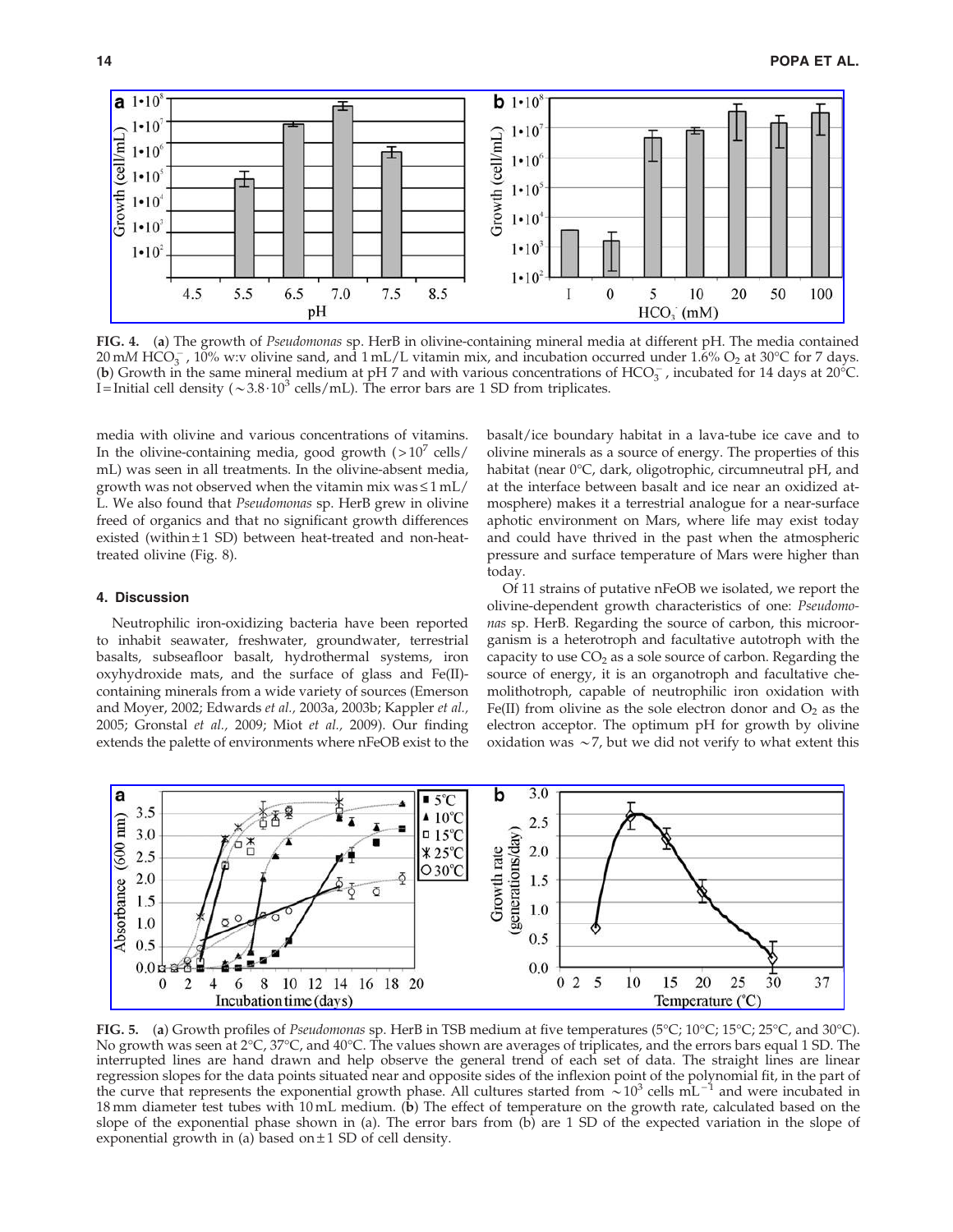**FIG. 4.** (**a**) The growth of *Pseudomonas* sp. HerB in olivine-containing mineral media at different pH. The media contained 20 m*M* $HCO_3^-$, 10% w:v olivine sand, and 1 mL/L vitamin mix, and incubation occurred under 1.6% $O_2$ at 30°C for 7 days. (**b**) Growth in the same mineral medium at pH 7 and with various concentrations of $HCO_3^-$, incubated for 14 days at 20°C. I = Initial cell density (~$3.8 \cdot 10^3$ cells/mL). The error bars are 1 SD from triplicates.

media with olivine and various concentrations of vitamins. In the olivine-containing media, good growth (>$10^7$ cells/mL) was seen in all treatments. In the olivine-absent media, growth was not observed when the vitamin mix was ≤1 mL/L. We also found that *Pseudomonas* sp. HerB grew in olivine freed of organics and that no significant growth differences existed (within ±1 SD) between heat-treated and non-heat-treated olivine (Fig. 8).

## 4. Discussion

Neutrophilic iron-oxidizing bacteria have been reported to inhabit seawater, freshwater, groundwater, terrestrial basalts, subseafloor basalt, hydrothermal systems, iron oxyhydroxide mats, and the surface of glass and Fe(II)-containing minerals from a wide variety of sources (Emerson and Moyer, 2002; Edwards *et al.*, 2003a, 2003b; Kappler *et al.*, 2005; Gronstal *et al.*, 2009; Miot *et al.*, 2009). Our finding extends the palette of environments where nFeOB exist to the basalt/ice boundary habitat in a lava-tube ice cave and to olivine minerals as a source of energy. The properties of this habitat (near 0°C, dark, oligotrophic, circumneutral pH, and at the interface between basalt and ice near an oxidized atmosphere) makes it a terrestrial analogue for a near-surface aphotic environment on Mars, where life may exist today and could have thrived in the past when the atmospheric pressure and surface temperature of Mars were higher than today.

Of 11 strains of putative nFeOB we isolated, we report the olivine-dependent growth characteristics of one: *Pseudomonas* sp. HerB. Regarding the source of carbon, this microorganism is a heterotroph and facultative autotroph with the capacity to use $CO_2$ as a sole source of carbon. Regarding the source of energy, it is an organotroph and facultative chemolithotroph, capable of neutrophilic iron oxidation with Fe(II) from olivine as the sole electron donor and $O_2$ as the electron acceptor. The optimum pH for growth by olivine oxidation was ~7, but we did not verify to what extent this

**FIG. 5.** (**a**) Growth profiles of *Pseudomonas* sp. HerB in TSB medium at five temperatures (5°C; 10°C; 15°C; 25°C, and 30°C). No growth was seen at 2°C, 37°C, and 40°C. The values shown are averages of triplicates, and the errors bars equal 1 SD. The interrupted lines are hand drawn and help observe the general trend of each set of data. The straight lines are linear regression slopes for the data points situated near and opposite sides of the inflexion point of the polynomial fit, in the part of the curve that represents the exponential growth phase. All cultures started from ~$10^3$ cells $mL^{-1}$ and were incubated in 18 mm diameter test tubes with 10 mL medium. (**b**) The effect of temperature on the growth rate, calculated based on the slope of the exponential phase shown in (a). The error bars from (b) are 1 SD of the expected variation in the slope of exponential growth in (a) based on ±1 SD of cell density.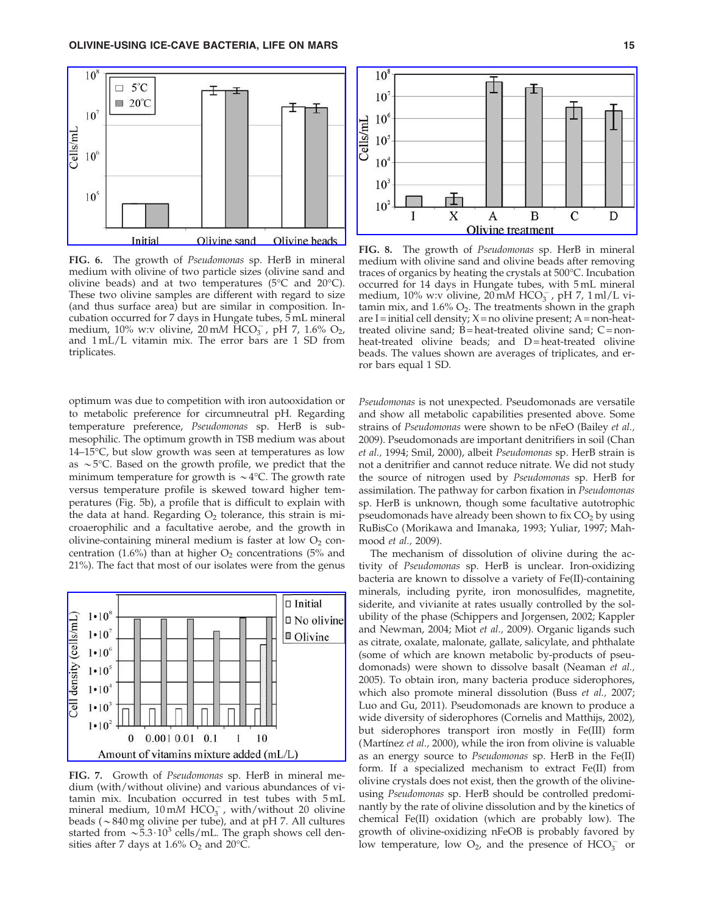**FIG. 6.** The growth of *Pseudomonas* sp. HerB in mineral medium with olivine of two particle sizes (olivine sand and olivine beads) and at two temperatures (5°C and 20°C). These two olivine samples are different with regard to size (and thus surface area) but are similar in composition. Incubation occurred for 7 days in Hungate tubes, 5 mL mineral medium, 10% w:v olivine, 20 m*M* $HCO_3^-$, pH 7, 1.6% $O_2$, and 1 mL/L vitamin mix. The error bars are 1 SD from triplicates.

**FIG. 8.** The growth of *Pseudomonas* sp. HerB in mineral medium with olivine sand and olivine beads after removing traces of organics by heating the crystals at 500°C. Incubation occurred for 14 days in Hungate tubes, with 5 mL mineral medium, 10% w:v olivine, 20 m*M* $HCO_3^-$, pH 7, 1 ml/L vitamin mix, and 1.6% $O_2$. The treatments shown in the graph are I = initial cell density; X = no olivine present; A = non-heat-treated olivine sand; B = heat-treated olivine sand; C = non-heat-treated olivine beads; and D = heat-treated olivine beads. The values shown are averages of triplicates, and error bars equal 1 SD.

optimum was due to competition with iron autooxidation or to metabolic preference for circumneutral pH. Regarding temperature preference, *Pseudomonas* sp. HerB is sub-mesophilic. The optimum growth in TSB medium was about 14–15°C, but slow growth was seen at temperatures as low as ~5°C. Based on the growth profile, we predict that the minimum temperature for growth is ~4°C. The growth rate versus temperature profile is skewed toward higher temperatures (Fig. 5b), a profile that is difficult to explain with the data at hand. Regarding $O_2$ tolerance, this strain is microaerophilic and a facultative aerobe, and the growth in olivine-containing mineral medium is faster at low $O_2$ concentration (1.6%) than at higher $O_2$ concentrations (5% and 21%). The fact that most of our isolates were from the genus *Pseudomonas* is not unexpected. Pseudomonads are versatile and show all metabolic capabilities presented above. Some strains of *Pseudomonas* were shown to be nFeO (Bailey *et al.,* 2009). Pseudomonads are important denitrifiers in soil (Chan *et al.,* 1994; Smil, 2000), albeit *Pseudomonas* sp. HerB strain is not a denitrifier and cannot reduce nitrate. We did not study the source of nitrogen used by *Pseudomonas* sp. HerB for assimilation. The pathway for carbon fixation in *Pseudomonas* sp. HerB is unknown, though some facultative autotrophic pseudomonads have already been shown to fix $CO_2$ by using RuBisCo (Morikawa and Imanaka, 1993; Yuliar, 1997; Mahmood *et al.,* 2009).

**FIG. 7.** Growth of *Pseudomonas* sp. HerB in mineral medium (with/without olivine) and various abundances of vitamin mix. Incubation occurred in test tubes with 5 mL mineral medium, 10 m*M* $HCO_3^-$, with/without 20 olivine beads (~840 mg olivine per tube), and at pH 7. All cultures started from ~$5.3 \cdot 10^3$ cells/mL. The graph shows cell densities after 7 days at 1.6% $O_2$ and 20°C.

The mechanism of dissolution of olivine during the activity of *Pseudomonas* sp. HerB is unclear. Iron-oxidizing bacteria are known to dissolve a variety of Fe(II)-containing minerals, including pyrite, iron monosulfides, magnetite, siderite, and vivianite at rates usually controlled by the solubility of the phase (Schippers and Jorgensen, 2002; Kappler and Newman, 2004; Miot *et al.,* 2009). Organic ligands such as citrate, oxalate, malonate, gallate, salicylate, and phthalate (some of which are known metabolic by-products of pseudomonads) were shown to dissolve basalt (Neaman *et al.,* 2005). To obtain iron, many bacteria produce siderophores, which also promote mineral dissolution (Buss *et al.,* 2007; Luo and Gu, 2011). Pseudomonads are known to produce a wide diversity of siderophores (Cornelis and Matthijs, 2002), but siderophores transport iron mostly in Fe(III) form (Martínez *et al.,* 2000), while the iron from olivine is valuable as an energy source to *Pseudomonas* sp. HerB in the Fe(II) form. If a specialized mechanism to extract Fe(II) from olivine crystals does not exist, then the growth of the olivine-using *Pseudomonas* sp. HerB should be controlled predominantly by the rate of olivine dissolution and by the kinetics of chemical Fe(II) oxidation (which are probably low). The growth of olivine-oxidizing nFeOB is probably favored by low temperature, low $O_2$, and the presence of $HCO_3^-$ or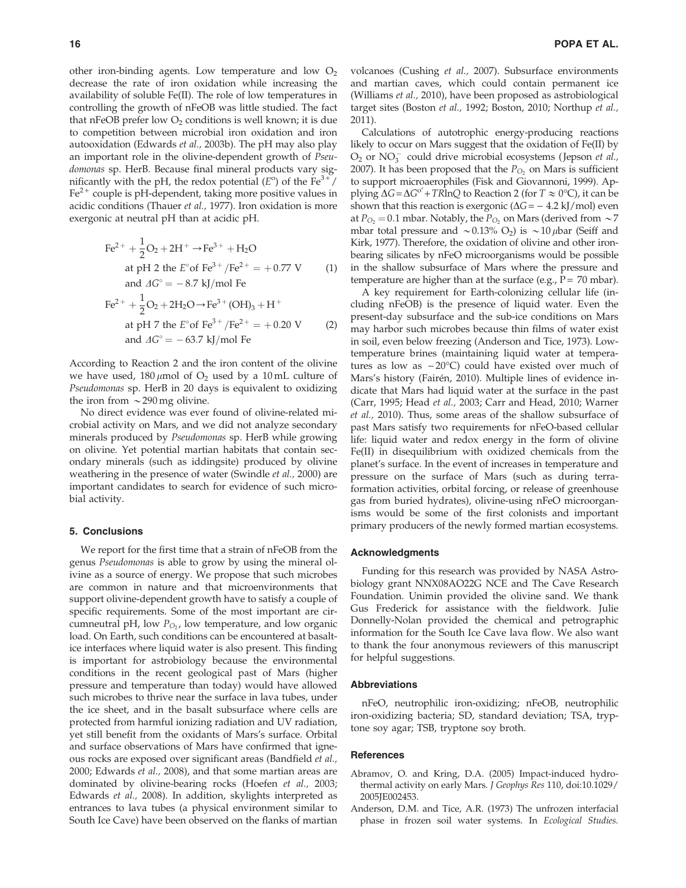other iron-binding agents. Low temperature and low $O_2$ decrease the rate of iron oxidation while increasing the availability of soluble Fe(II). The role of low temperatures in controlling the growth of nFeOB was little studied. The fact that nFeOB prefer low $O_2$ conditions is well known; it is due to competition between microbial iron oxidation and iron autooxidation (Edwards *et al.*, 2003b). The pH may also play an important role in the olivine-dependent growth of *Pseudomonas* sp. HerB. Because final mineral products vary significantly with the pH, the redox potential ($E^o$) of the $Fe^{3+}/Fe^{2+}$ couple is pH-dependent, taking more positive values in acidic conditions (Thauer *et al.*, 1977). Iron oxidation is more exergonic at neutral pH than at acidic pH.

$$Fe^{2+} + \frac{1}{2}O_2 + 2H^+ \rightarrow Fe^{3+} + H_2O$$
$$\text{at pH 2 the } E^{\circ} \text{of } Fe^{3+}/Fe^{2+} = +0.77 \text{ V} \quad (1)$$
$$\text{and } \Delta G^{\circ} = -8.7 \text{ kJ/mol Fe}$$

$$Fe^{2+} + \frac{1}{2}O_2 + 2H_2O \rightarrow Fe^{3+}(OH)_3 + H^+$$
$$\text{at pH 7 the } E^{\circ} \text{of } Fe^{3+}/Fe^{2+} = +0.20 \text{ V} \quad (2)$$
$$\text{and } \Delta G^{\circ} = -63.7 \text{ kJ/mol Fe}$$

According to Reaction 2 and the iron content of the olivine we have used, 180 $\mu$mol of $O_2$ used by a 10 mL culture of *Pseudomonas* sp. HerB in 20 days is equivalent to oxidizing the iron from ~290 mg olivine.

No direct evidence was ever found of olivine-related microbial activity on Mars, and we did not analyze secondary minerals produced by *Pseudomonas* sp. HerB while growing on olivine. Yet potential martian habitats that contain secondary minerals (such as iddingsite) produced by olivine weathering in the presence of water (Swindle *et al.*, 2000) are important candidates to search for evidence of such microbial activity.

## 5. Conclusions

We report for the first time that a strain of nFeOB from the genus *Pseudomonas* is able to grow by using the mineral olivine as a source of energy. We propose that such microbes are common in nature and that microenvironments that support olivine-dependent growth have to satisfy a couple of specific requirements. Some of the most important are circumneutral pH, low $P_{O_2}$, low temperature, and low organic load. On Earth, such conditions can be encountered at basalt-ice interfaces where liquid water is also present. This finding is important for astrobiology because the environmental conditions in the recent geological past of Mars (higher pressure and temperature than today) would have allowed such microbes to thrive near the surface in lava tubes, under the ice sheet, and in the basalt subsurface where cells are protected from harmful ionizing radiation and UV radiation, yet still benefit from the oxidants of Mars's surface. Orbital and surface observations of Mars have confirmed that igneous rocks are exposed over significant areas (Bandfield *et al.*, 2000; Edwards *et al.*, 2008), and that some martian areas are dominated by olivine-bearing rocks (Hoefen *et al.*, 2003; Edwards *et al.*, 2008). In addition, skylights interpreted as entrances to lava tubes (a physical environment similar to South Ice Cave) have been observed on the flanks of martian volcanoes (Cushing *et al.*, 2007). Subsurface environments and martian caves, which could contain permanent ice (Williams *et al.*, 2010), have been proposed as astrobiological target sites (Boston *et al.*, 1992; Boston, 2010; Northup *et al.*, 2011).

Calculations of autotrophic energy-producing reactions likely to occur on Mars suggest that the oxidation of Fe(II) by $O_2$ or $NO_3^-$ could drive microbial ecosystems (Jepson *et al.*, 2007). It has been proposed that the $P_{O_2}$ on Mars is sufficient to support microaerophiles (Fisk and Giovannoni, 1999). Applying $\Delta G = \Delta G^{o'} + TR\ln Q$ to Reaction 2 (for $T \approx 0°C$), it can be shown that this reaction is exergonic ($\Delta G = -4.2$ kJ/mol) even at $P_{O_2} = 0.1$ mbar. Notably, the $P_{O_2}$ on Mars (derived from ~7 mbar total pressure and ~0.13% $O_2$) is ~10 $\mu$bar (Seiff and Kirk, 1977). Therefore, the oxidation of olivine and other iron-bearing silicates by nFeO microorganisms would be possible in the shallow subsurface of Mars where the pressure and temperature are higher than at the surface (e.g., P = 70 mbar).

A key requirement for Earth-colonizing cellular life (including nFeOB) is the presence of liquid water. Even the present-day subsurface and the sub-ice conditions on Mars may harbor such microbes because thin films of water exist in soil, even below freezing (Anderson and Tice, 1973). Low-temperature brines (maintaining liquid water at temperatures as low as −20°C) could have existed over much of Mars's history (Fairén, 2010). Multiple lines of evidence indicate that Mars had liquid water at the surface in the past (Carr, 1995; Head *et al.*, 2003; Carr and Head, 2010; Warner *et al.*, 2010). Thus, some areas of the shallow subsurface of past Mars satisfy two requirements for nFeO-based cellular life: liquid water and redox energy in the form of olivine Fe(II) in disequilibrium with oxidized chemicals from the planet's surface. In the event of increases in temperature and pressure on the surface of Mars (such as during terraformation activities, orbital forcing, or release of greenhouse gas from buried hydrates), olivine-using nFeO microorganisms would be some of the first colonists and important primary producers of the newly formed martian ecosystems.

### Acknowledgments

Funding for this research was provided by NASA Astrobiology grant NNX08AO22G NCE and The Cave Research Foundation. Unimin provided the olivine sand. We thank Gus Frederick for assistance with the fieldwork. Julie Donnelly-Nolan provided the chemical and petrographic information for the South Ice Cave lava flow. We also want to thank the four anonymous reviewers of this manuscript for helpful suggestions.

### Abbreviations

nFeO, neutrophilic iron-oxidizing; nFeOB, neutrophilic iron-oxidizing bacteria; SD, standard deviation; TSA, tryptone soy agar; TSB, tryptone soy broth.

### References

Abramov, O. and Kring, D.A. (2005) Impact-induced hydrothermal activity on early Mars. *J Geophys Res* 110, doi:10.1029/2005JE002453.

Anderson, D.M. and Tice, A.R. (1973) The unfrozen interfacial phase in frozen soil water systems. In *Ecological Studies.*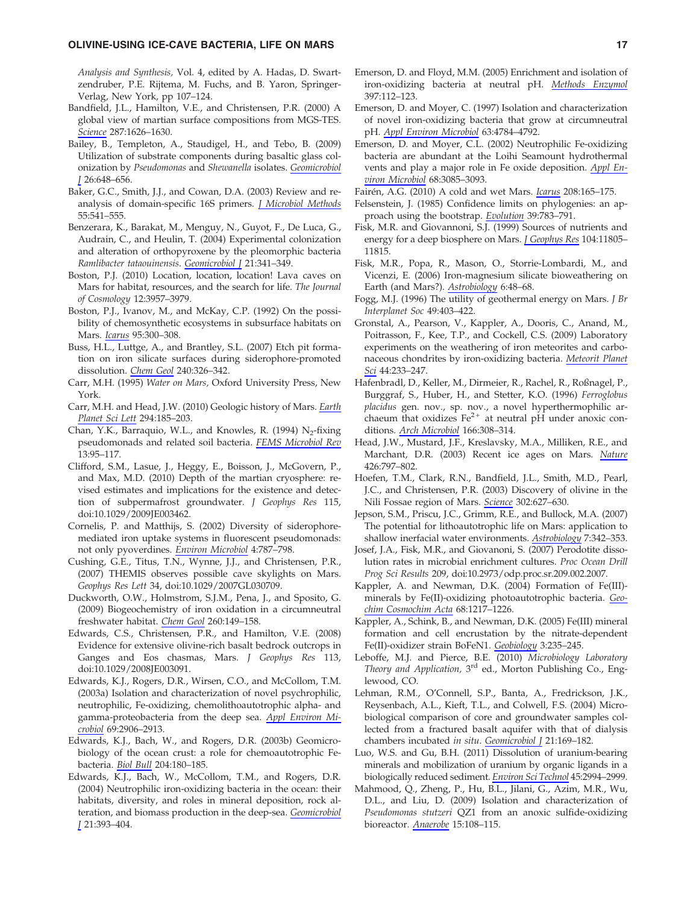*Analysis and Synthesis,* Vol. 4, edited by A. Hadas, D. Swartzendruber, P.E. Rijtema, M. Fuchs, and B. Yaron, Springer-Verlag, New York, pp 107–124.

Bandfield, J.L., Hamilton, V.E., and Christensen, P.R. (2000) A global view of martian surface compositions from MGS-TES. *Science* 287:1626–1630.

Bailey, B., Templeton, A., Staudigel, H., and Tebo, B. (2009) Utilization of substrate components during basaltic glass colonization by *Pseudomonas* and *Shewanella* isolates. *Geomicrobiol J* 26:648–656.

Baker, G.C., Smith, J.J., and Cowan, D.A. (2003) Review and re-analysis of domain-specific 16S primers. *J Microbiol Methods* 55:541–555.

Benzerara, K., Barakat, M., Menguy, N., Guyot, F., De Luca, G., Audrain, C., and Heulin, T. (2004) Experimental colonization and alteration of orthopyroxene by the pleomorphic bacteria *Ramlibacter tataouinensis*. *Geomicrobiol J* 21:341–349.

Boston, P.J. (2010) Location, location, location! Lava caves on Mars for habitat, resources, and the search for life. *The Journal of Cosmology* 12:3957–3979.

Boston, P.J., Ivanov, M., and McKay, C.P. (1992) On the possibility of chemosynthetic ecosystems in subsurface habitats on Mars. *Icarus* 95:300–308.

Buss, H.L., Luttge, A., and Brantley, S.L. (2007) Etch pit formation on iron silicate surfaces during siderophore-promoted dissolution. *Chem Geol* 240:326–342.

Carr, M.H. (1995) *Water on Mars,* Oxford University Press, New York.

Carr, M.H. and Head, J.W. (2010) Geologic history of Mars. *Earth Planet Sci Lett* 294:185–203.

Chan, Y.K., Barraquio, W.L., and Knowles, R. (1994) $N_2$-fixing pseudomonads and related soil bacteria. *FEMS Microbiol Rev* 13:95–117.

Clifford, S.M., Lasue, J., Heggy, E., Boisson, J., McGovern, P., and Max, M.D. (2010) Depth of the martian cryosphere: revised estimates and implications for the existence and detection of subpermafrost groundwater. *J Geophys Res* 115, doi:10.1029/2009JE003462.

Cornelis, P. and Matthijs, S. (2002) Diversity of siderophore-mediated iron uptake systems in fluorescent pseudomonads: not only pyoverdines. *Environ Microbiol* 4:787–798.

Cushing, G.E., Titus, T.N., Wynne, J.J., and Christensen, P.R., (2007) THEMIS observes possible cave skylights on Mars. *Geophys Res Lett* 34, doi:10.1029/2007GL030709.

Duckworth, O.W., Holmstrom, S.J.M., Pena, J., and Sposito, G. (2009) Biogeochemistry of iron oxidation in a circumneutral freshwater habitat. *Chem Geol* 260:149–158.

Edwards, C.S., Christensen, P.R., and Hamilton, V.E. (2008) Evidence for extensive olivine-rich basalt bedrock outcrops in Ganges and Eos chasmas, Mars. *J Geophys Res* 113, doi:10.1029/2008JE003091.

Edwards, K.J., Rogers, D.R., Wirsen, C.O., and McCollom, T.M. (2003a) Isolation and characterization of novel psychrophilic, neutrophilic, Fe-oxidizing, chemolithoautotrophic alpha- and gamma-proteobacteria from the deep sea. *Appl Environ Microbiol* 69:2906–2913.

Edwards, K.J., Bach, W., and Rogers, D.R. (2003b) Geomicrobiology of the ocean crust: a role for chemoautotrophic Fe-bacteria. *Biol Bull* 204:180–185.

Edwards, K.J., Bach, W., McCollom, T.M., and Rogers, D.R. (2004) Neutrophilic iron-oxidizing bacteria in the ocean: their habitats, diversity, and roles in mineral deposition, rock alteration, and biomass production in the deep-sea. *Geomicrobiol J* 21:393–404.

Emerson, D. and Floyd, M.M. (2005) Enrichment and isolation of iron-oxidizing bacteria at neutral pH. *Methods Enzymol* 397:112–123.

Emerson, D. and Moyer, C. (1997) Isolation and characterization of novel iron-oxidizing bacteria that grow at circumneutral pH. *Appl Environ Microbiol* 63:4784–4792.

Emerson, D. and Moyer, C.L. (2002) Neutrophilic Fe-oxidizing bacteria are abundant at the Loihi Seamount hydrothermal vents and play a major role in Fe oxide deposition. *Appl Environ Microbiol* 68:3085–3093.

Fairén, A.G. (2010) A cold and wet Mars. *Icarus* 208:165–175.

Felsenstein, J. (1985) Confidence limits on phylogenies: an approach using the bootstrap. *Evolution* 39:783–791.

Fisk, M.R. and Giovannoni, S.J. (1999) Sources of nutrients and energy for a deep biosphere on Mars. *J Geophys Res* 104:11805–11815.

Fisk, M.R., Popa, R., Mason, O., Storrie-Lombardi, M., and Vicenzi, E. (2006) Iron-magnesium silicate bioweathering on Earth (and Mars?). *Astrobiology* 6:48–68.

Fogg, M.J. (1996) The utility of geothermal energy on Mars. *J Br Interplanet Soc* 49:403–422.

Gronstal, A., Pearson, V., Kappler, A., Dooris, C., Anand, M., Poitrasson, F., Kee, T.P., and Cockell, C.S. (2009) Laboratory experiments on the weathering of iron meteorites and carbonaceous chondrites by iron-oxidizing bacteria. *Meteorit Planet Sci* 44:233–247.

Hafenbradl, D., Keller, M., Dirmeier, R., Rachel, R., Roßnagel, P., Burggraf, S., Huber, H., and Stetter, K.O. (1996) *Ferroglobus placidus* gen. nov., sp. nov., a novel hyperthermophilic archaeum that oxidizes $Fe^{2+}$ at neutral pH under anoxic conditions. *Arch Microbiol* 166:308–314.

Head, J.W., Mustard, J.F., Kreslavsky, M.A., Milliken, R.E., and Marchant, D.R. (2003) Recent ice ages on Mars. *Nature* 426:797–802.

Hoefen, T.M., Clark, R.N., Bandfield, J.L., Smith, M.D., Pearl, J.C., and Christensen, P.R. (2003) Discovery of olivine in the Nili Fossae region of Mars. *Science* 302:627–630.

Jepson, S.M., Priscu, J.C., Grimm, R.E., and Bullock, M.A. (2007) The potential for lithoautotrophic life on Mars: application to shallow inerfacial water environments. *Astrobiology* 7:342–353.

Josef, J.A., Fisk, M.R., and Giovanoni, S. (2007) Perodotite dissolution rates in microbial enrichment cultures. *Proc Ocean Drill Prog Sci Results* 209, doi:10.2973/odp.proc.sr.209.002.2007.

Kappler, A. and Newman, D.K. (2004) Formation of Fe(III)-minerals by Fe(II)-oxidizing photoautotrophic bacteria. *Geochim Cosmochim Acta* 68:1217–1226.

Kappler, A., Schink, B., and Newman, D.K. (2005) Fe(III) mineral formation and cell encrustation by the nitrate-dependent Fe(II)-oxidizer strain BoFeN1. *Geobiology* 3:235–245.

Leboffe, M.J. and Pierce, B.E. (2010) *Microbiology Laboratory Theory and Application,* 3rd ed., Morton Publishing Co., Englewood, CO.

Lehman, R.M., O'Connell, S.P., Banta, A., Fredrickson, J.K., Reysenbach, A.L., Kieft, T.L., and Colwell, F.S. (2004) Microbiological comparison of core and groundwater samples collected from a fractured basalt aquifer with that of dialysis chambers incubated *in situ*. *Geomicrobiol J* 21:169–182.

Luo, W.S. and Gu, B.H. (2011) Dissolution of uranium-bearing minerals and mobilization of uranium by organic ligands in a biologically reduced sediment. *Environ Sci Technol* 45:2994–2999.

Mahmood, Q., Zheng, P., Hu, B.L., Jilani, G., Azim, M.R., Wu, D.L., and Liu, D. (2009) Isolation and characterization of *Pseudomonas stutzeri* QZ1 from an anoxic sulfide-oxidizing bioreactor. *Anaerobe* 15:108–115.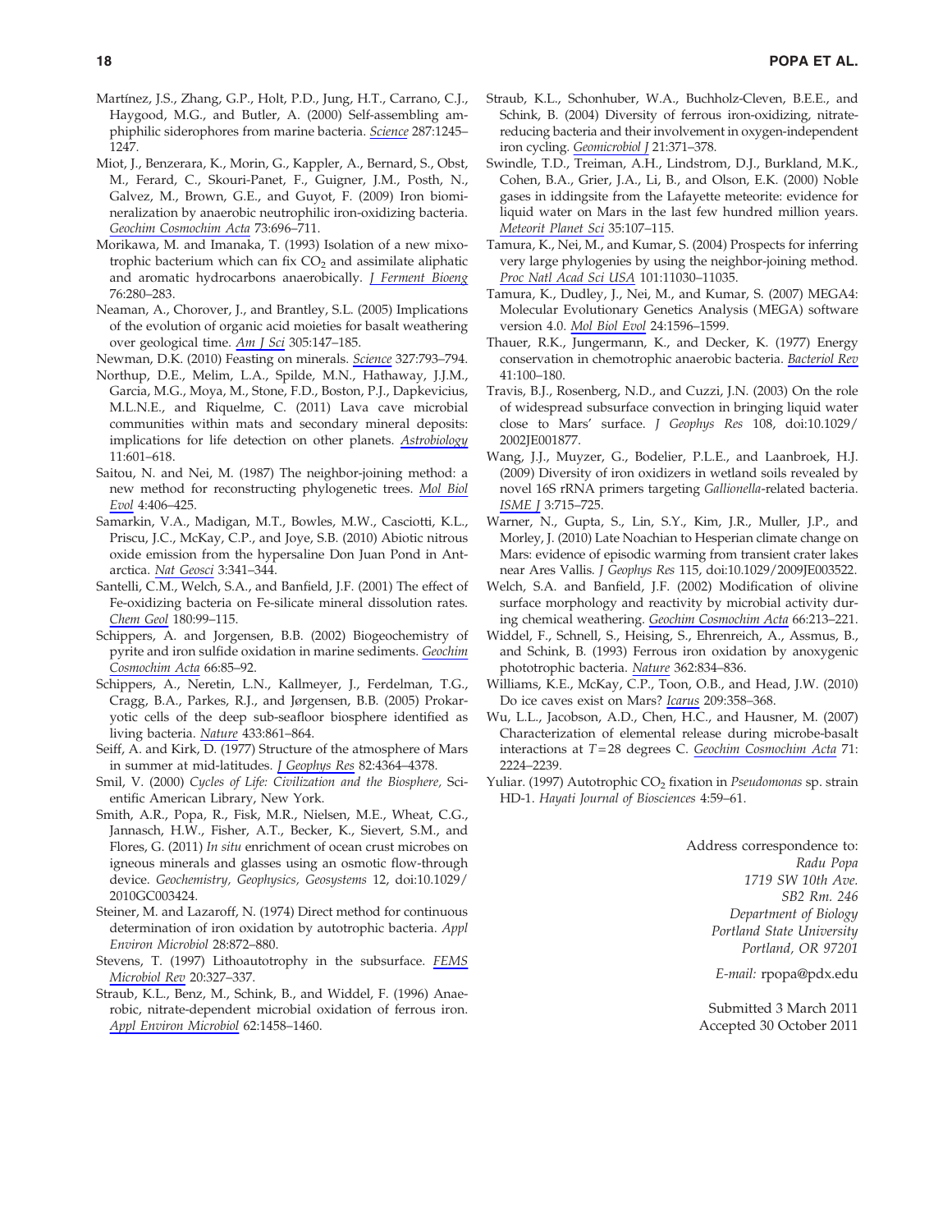Martínez, J.S., Zhang, G.P., Holt, P.D., Jung, H.T., Carrano, C.J., Haygood, M.G., and Butler, A. (2000) Self-assembling amphiphilic siderophores from marine bacteria. *Science* 287:1245–1247.

Miot, J., Benzerara, K., Morin, G., Kappler, A., Bernard, S., Obst, M., Ferard, C., Skouri-Panet, F., Guigner, J.M., Posth, N., Galvez, M., Brown, G.E., and Guyot, F. (2009) Iron biomineralization by anaerobic neutrophilic iron-oxidizing bacteria. *Geochim Cosmochim Acta* 73:696–711.

Morikawa, M. and Imanaka, T. (1993) Isolation of a new mixotrophic bacterium which can fix $CO_2$ and assimilate aliphatic and aromatic hydrocarbons anaerobically. *J Ferment Bioeng* 76:280–283.

Neaman, A., Chorover, J., and Brantley, S.L. (2005) Implications of the evolution of organic acid moieties for basalt weathering over geological time. *Am J Sci* 305:147–185.

Newman, D.K. (2010) Feasting on minerals. *Science* 327:793–794.

Northup, D.E., Melim, L.A., Spilde, M.N., Hathaway, J.J.M., Garcia, M.G., Moya, M., Stone, F.D., Boston, P.J., Dapkevicius, M.L.N.E., and Riquelme, C. (2011) Lava cave microbial communities within mats and secondary mineral deposits: implications for life detection on other planets. *Astrobiology* 11:601–618.

Saitou, N. and Nei, M. (1987) The neighbor-joining method: a new method for reconstructing phylogenetic trees. *Mol Biol Evol* 4:406–425.

Samarkin, V.A., Madigan, M.T., Bowles, M.W., Casciotti, K.L., Priscu, J.C., McKay, C.P., and Joye, S.B. (2010) Abiotic nitrous oxide emission from the hypersaline Don Juan Pond in Antarctica. *Nat Geosci* 3:341–344.

Santelli, C.M., Welch, S.A., and Banfield, J.F. (2001) The effect of Fe-oxidizing bacteria on Fe-silicate mineral dissolution rates. *Chem Geol* 180:99–115.

Schippers, A. and Jorgensen, B.B. (2002) Biogeochemistry of pyrite and iron sulfide oxidation in marine sediments. *Geochim Cosmochim Acta* 66:85–92.

Schippers, A., Neretin, L.N., Kallmeyer, J., Ferdelman, T.G., Cragg, B.A., Parkes, R.J., and Jørgensen, B.B. (2005) Prokaryotic cells of the deep sub-seafloor biosphere identified as living bacteria. *Nature* 433:861–864.

Seiff, A. and Kirk, D. (1977) Structure of the atmosphere of Mars in summer at mid-latitudes. *J Geophys Res* 82:4364–4378.

Smil, V. (2000) *Cycles of Life: Civilization and the Biosphere,* Scientific American Library, New York.

Smith, A.R., Popa, R., Fisk, M.R., Nielsen, M.E., Wheat, C.G., Jannasch, H.W., Fisher, A.T., Becker, K., Sievert, S.M., and Flores, G. (2011) *In situ* enrichment of ocean crust microbes on igneous minerals and glasses using an osmotic flow-through device. *Geochemistry, Geophysics, Geosystems* 12, doi:10.1029/2010GC003424.

Steiner, M. and Lazaroff, N. (1974) Direct method for continuous determination of iron oxidation by autotrophic bacteria. *Appl Environ Microbiol* 28:872–880.

Stevens, T. (1997) Lithoautotrophy in the subsurface. *FEMS Microbiol Rev* 20:327–337.

Straub, K.L., Benz, M., Schink, B., and Widdel, F. (1996) Anaerobic, nitrate-dependent microbial oxidation of ferrous iron. *Appl Environ Microbiol* 62:1458–1460.

Straub, K.L., Schonhuber, W.A., Buchholz-Cleven, B.E.E., and Schink, B. (2004) Diversity of ferrous iron-oxidizing, nitrate-reducing bacteria and their involvement in oxygen-independent iron cycling. *Geomicrobiol J* 21:371–378.

Swindle, T.D., Treiman, A.H., Lindstrom, D.J., Burkland, M.K., Cohen, B.A., Grier, J.A., Li, B., and Olson, E.K. (2000) Noble gases in iddingsite from the Lafayette meteorite: evidence for liquid water on Mars in the last few hundred million years. *Meteorit Planet Sci* 35:107–115.

Tamura, K., Nei, M., and Kumar, S. (2004) Prospects for inferring very large phylogenies by using the neighbor-joining method. *Proc Natl Acad Sci USA* 101:11030–11035.

Tamura, K., Dudley, J., Nei, M., and Kumar, S. (2007) MEGA4: Molecular Evolutionary Genetics Analysis (MEGA) software version 4.0. *Mol Biol Evol* 24:1596–1599.

Thauer, R.K., Jungermann, K., and Decker, K. (1977) Energy conservation in chemotrophic anaerobic bacteria. *Bacteriol Rev* 41:100–180.

Travis, B.J., Rosenberg, N.D., and Cuzzi, J.N. (2003) On the role of widespread subsurface convection in bringing liquid water close to Mars' surface. *J Geophys Res* 108, doi:10.1029/2002JE001877.

Wang, J.J., Muyzer, G., Bodelier, P.L.E., and Laanbroek, H.J. (2009) Diversity of iron oxidizers in wetland soils revealed by novel 16S rRNA primers targeting *Gallionella*-related bacteria. *ISME J* 3:715–725.

Warner, N., Gupta, S., Lin, S.Y., Kim, J.R., Muller, J.P., and Morley, J. (2010) Late Noachian to Hesperian climate change on Mars: evidence of episodic warming from transient crater lakes near Ares Vallis. *J Geophys Res* 115, doi:10.1029/2009JE003522.

Welch, S.A. and Banfield, J.F. (2002) Modification of olivine surface morphology and reactivity by microbial activity during chemical weathering. *Geochim Cosmochim Acta* 66:213–221.

Widdel, F., Schnell, S., Heising, S., Ehrenreich, A., Assmus, B., and Schink, B. (1993) Ferrous iron oxidation by anoxygenic phototrophic bacteria. *Nature* 362:834–836.

Williams, K.E., McKay, C.P., Toon, O.B., and Head, J.W. (2010) Do ice caves exist on Mars? *Icarus* 209:358–368.

Wu, L.L., Jacobson, A.D., Chen, H.C., and Hausner, M. (2007) Characterization of elemental release during microbe-basalt interactions at $T = 28$ degrees C. *Geochim Cosmochim Acta* 71: 2224–2239.

Yuliar. (1997) Autotrophic $CO_2$ fixation in *Pseudomonas* sp. strain HD-1. *Hayati Journal of Biosciences* 4:59–61.

Address correspondence to:
*Radu Popa*
*1719 SW 10th Ave.*
*SB2 Rm. 246*
*Department of Biology*
*Portland State University*
*Portland, OR 97201*

*E-mail:* rpopa@pdx.edu

Submitted 3 March 2011
Accepted 30 October 2011